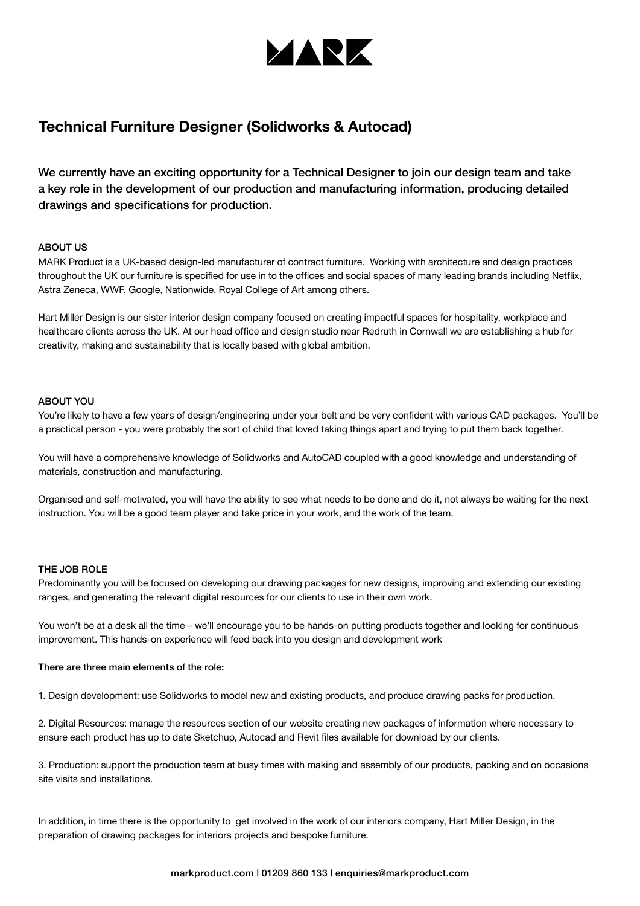# MARK

## Technical Furniture Designer (Solidworks & Autocad)

We currently have an exciting opportunity for a Technical Designer to join our design team and take a key role in the development of our production and manufacturing information, producing detailed drawings and specifications for production.

### ABOUT US

MARK Product is a UK-based design-led manufacturer of contract furniture. Working with architecture and design practices throughout the UK our furniture is specified for use in to the offices and social spaces of many leading brands including Netflix, Astra Zeneca, WWF, Google, Nationwide, Royal College of Art among others.

Hart Miller Design is our sister interior design company focused on creating impactful spaces for hospitality, workplace and healthcare clients across the UK. At our head office and design studio near Redruth in Cornwall we are establishing a hub for creativity, making and sustainability that is locally based with global ambition.

### ABOUT YOU

You're likely to have a few years of design/engineering under your belt and be very confident with various CAD packages. You'll be a practical person - you were probably the sort of child that loved taking things apart and trying to put them back together.

You will have a comprehensive knowledge of Solidworks and AutoCAD coupled with a good knowledge and understanding of materials, construction and manufacturing.

Organised and self-motivated, you will have the ability to see what needs to be done and do it, not always be waiting for the next instruction. You will be a good team player and take price in your work, and the work of the team.

### THE JOB ROLE

Predominantly you will be focused on developing our drawing packages for new designs, improving and extending our existing ranges, and generating the relevant digital resources for our clients to use in their own work.

You won't be at a desk all the time – we'll encourage you to be hands-on putting products together and looking for continuous improvement. This hands-on experience will feed back into you design and development work

**There are three main elements of the role:**

1. Design development: use Solidworks to model new and existing products, and produce drawing packs for production.

2. Digital Resources: manage the resources section of our website creating new packages of information where necessary to ensure each product has up to date Sketchup, Autocad and Revit files available for download by our clients.

3. Production: support the production team at busy times with making and assembly of our products, packing and on occasions site visits and installations.

In addition, in time there is the opportunity to get involved in the work of our interiors company, Hart Miller Design, in the preparation of drawing packages for interiors projects and bespoke furniture.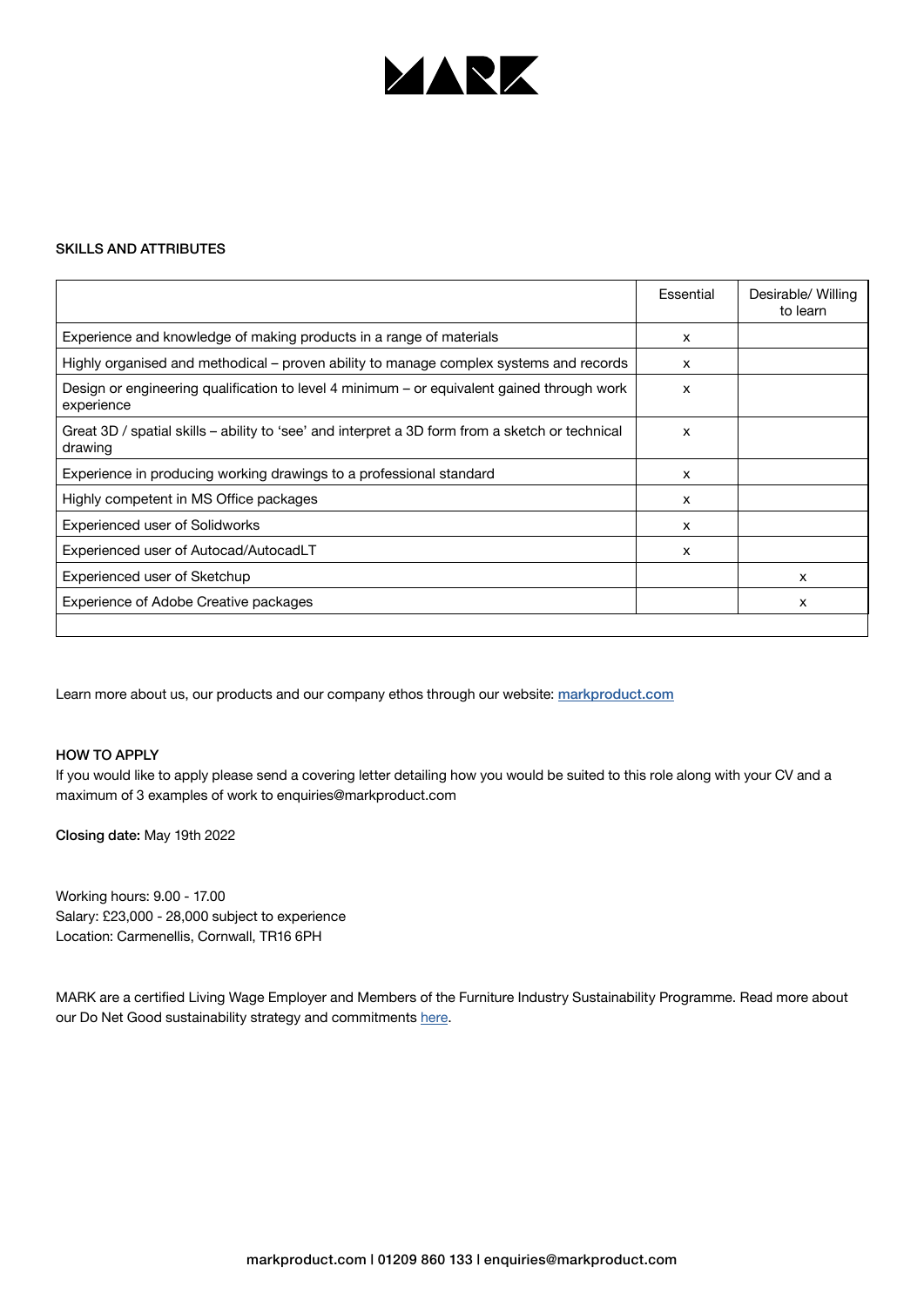MARK

SKILLS AND ATTRIBUTES

| | Essential | Desirable/ Willing to learn |
|---|---|---|
| Experience and knowledge of making products in a range of materials | x | |
| Highly organised and methodical – proven ability to manage complex systems and records | x | |
| Design or engineering qualification to level 4 minimum – or equivalent gained through work experience | x | |
| Great 3D / spatial skills – ability to 'see' and interpret a 3D form from a sketch or technical drawing | x | |
| Experience in producing working drawings to a professional standard | x | |
| Highly competent in MS Office packages | x | |
| Experienced user of Solidworks | x | |
| Experienced user of Autocad/AutocadLT | x | |
| Experienced user of Sketchup | | x |
| Experience of Adobe Creative packages | | x |
| | | |

Learn more about us, our products and our company ethos through our website: [markproduct.com](markproduct.com)

HOW TO APPLY

If you would like to apply please send a covering letter detailing how you would be suited to this role along with your CV and a maximum of 3 examples of work to enquiries@markproduct.com

**Closing date:** May 19th 2022

Working hours: 9.00 - 17.00
Salary: £23,000 - 28,000 subject to experience
Location: Carmenellis, Cornwall, TR16 6PH

MARK are a certified Living Wage Employer and Members of the Furniture Industry Sustainability Programme. Read more about our Do Net Good sustainability strategy and commitments here.

markproduct.com | 01209 860 133 | enquiries@markproduct.com